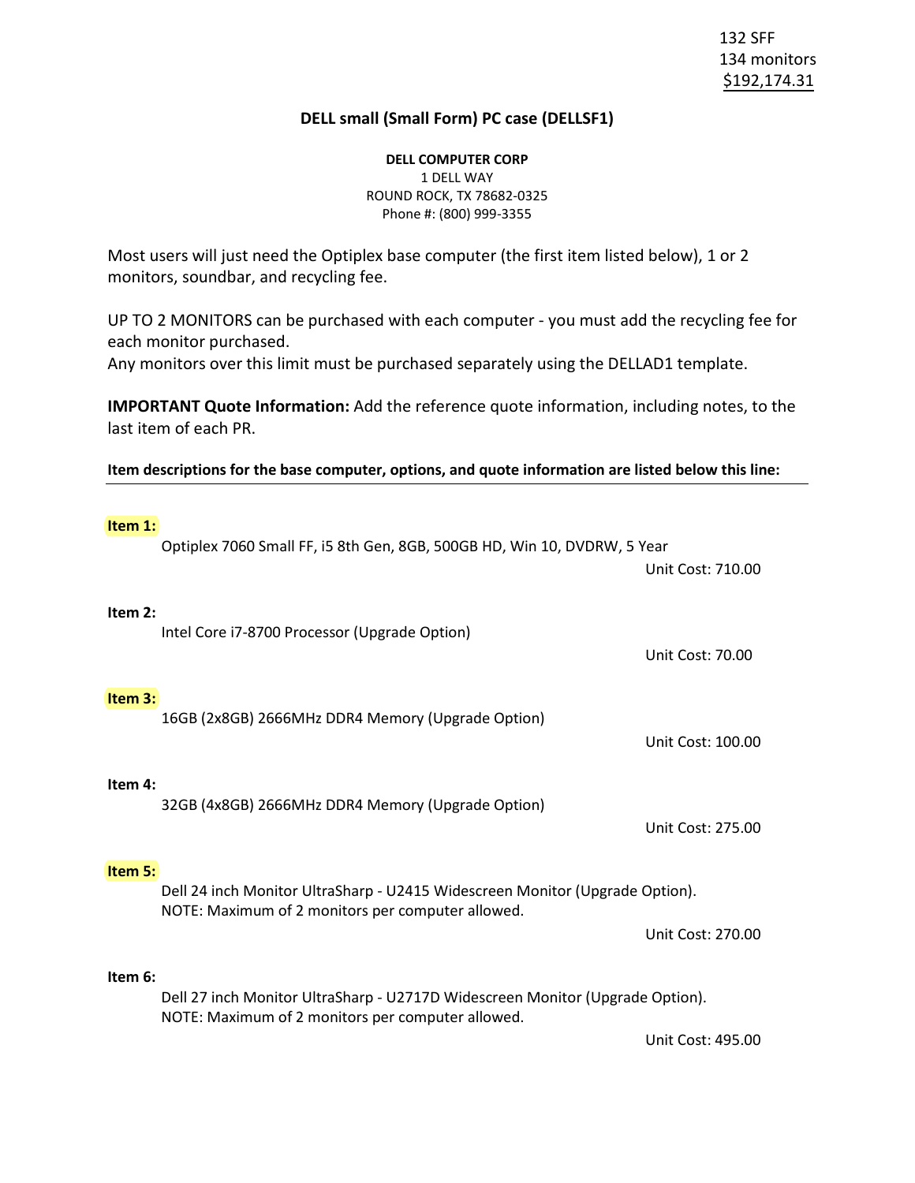132 SFF
134 monitors
$192,174.31

## DELL small (Small Form) PC case (DELLSF1)

**DELL COMPUTER CORP**
1 DELL WAY
ROUND ROCK, TX 78682-0325
Phone #: (800) 999-3355

Most users will just need the Optiplex base computer (the first item listed below), 1 or 2 monitors, soundbar, and recycling fee.

UP TO 2 MONITORS can be purchased with each computer - you must add the recycling fee for each monitor purchased.
Any monitors over this limit must be purchased separately using the DELLAD1 template.

**IMPORTANT Quote Information:** Add the reference quote information, including notes, to the last item of each PR.

**Item descriptions for the base computer, options, and quote information are listed below this line:**

---

**Item 1:**

Optiplex 7060 Small FF, i5 8th Gen, 8GB, 500GB HD, Win 10, DVDRW, 5 Year

Unit Cost: 710.00

**Item 2:**

Intel Core i7-8700 Processor (Upgrade Option)

Unit Cost: 70.00

**Item 3:**

16GB (2x8GB) 2666MHz DDR4 Memory (Upgrade Option)

Unit Cost: 100.00

**Item 4:**

32GB (4x8GB) 2666MHz DDR4 Memory (Upgrade Option)

Unit Cost: 275.00

**Item 5:**

Dell 24 inch Monitor UltraSharp - U2415 Widescreen Monitor (Upgrade Option).
NOTE: Maximum of 2 monitors per computer allowed.

Unit Cost: 270.00

**Item 6:**

Dell 27 inch Monitor UltraSharp - U2717D Widescreen Monitor (Upgrade Option).
NOTE: Maximum of 2 monitors per computer allowed.

Unit Cost: 495.00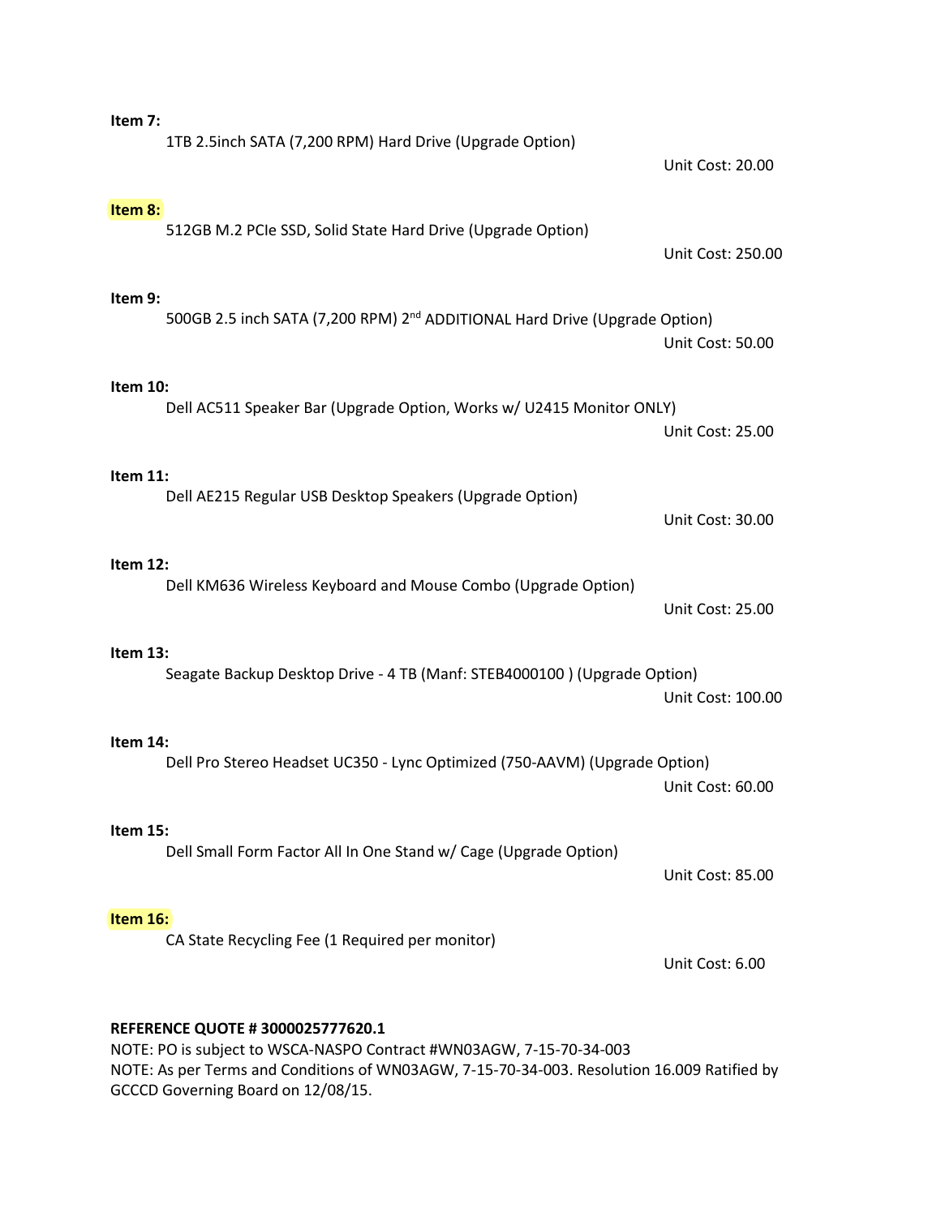**Item 7:**

1TB 2.5inch SATA (7,200 RPM) Hard Drive (Upgrade Option)

Unit Cost: 20.00

**Item 8:**

512GB M.2 PCIe SSD, Solid State Hard Drive (Upgrade Option)

Unit Cost: 250.00

**Item 9:**

500GB 2.5 inch SATA (7,200 RPM) 2nd ADDITIONAL Hard Drive (Upgrade Option)

Unit Cost: 50.00

**Item 10:**

Dell AC511 Speaker Bar (Upgrade Option, Works w/ U2415 Monitor ONLY)

Unit Cost: 25.00

**Item 11:**

Dell AE215 Regular USB Desktop Speakers (Upgrade Option)

Unit Cost: 30.00

**Item 12:**

Dell KM636 Wireless Keyboard and Mouse Combo (Upgrade Option)

Unit Cost: 25.00

**Item 13:**

Seagate Backup Desktop Drive - 4 TB (Manf: STEB4000100 ) (Upgrade Option)

Unit Cost: 100.00

**Item 14:**

Dell Pro Stereo Headset UC350 - Lync Optimized (750-AAVM) (Upgrade Option)

Unit Cost: 60.00

**Item 15:**

Dell Small Form Factor All In One Stand w/ Cage (Upgrade Option)

Unit Cost: 85.00

**Item 16:**

CA State Recycling Fee (1 Required per monitor)

Unit Cost: 6.00

**REFERENCE QUOTE # 3000025777620.1**

NOTE: PO is subject to WSCA-NASPO Contract #WN03AGW, 7-15-70-34-003

NOTE: As per Terms and Conditions of WN03AGW, 7-15-70-34-003. Resolution 16.009 Ratified by GCCCD Governing Board on 12/08/15.